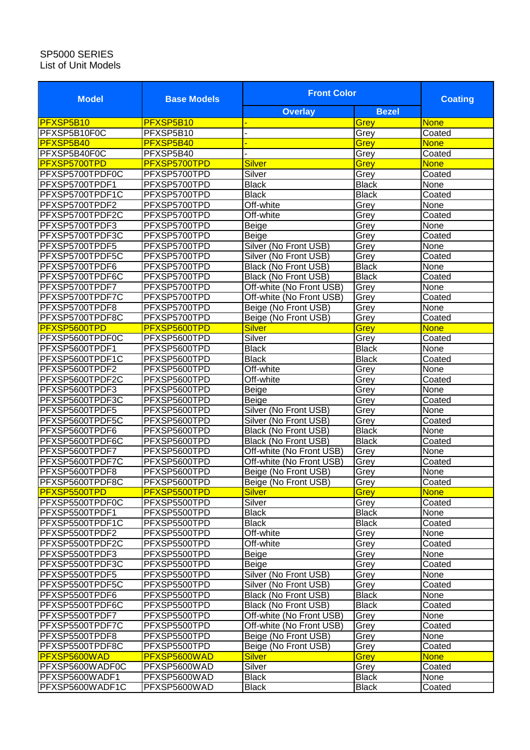SP5000 SERIES
List of Unit Models

| Model | Base Models | Front Color | | Coating |
|---|---|---|---|---|
| | | Overlay | Bezel | |
| PFXSP5B10 | PFXSP5B10 | - | Grey | None |
| PFXSP5B10F0C | PFXSP5B10 | - | Grey | Coated |
| PFXSP5B40 | PFXSP5B40 | - | Grey | None |
| PFXSP5B40F0C | PFXSP5B40 | - | Grey | Coated |
| PFXSP5700TPD | PFXSP5700TPD | Silver | Grey | None |
| PFXSP5700TPDF0C | PFXSP5700TPD | Silver | Grey | Coated |
| PFXSP5700TPDF1 | PFXSP5700TPD | Black | Black | None |
| PFXSP5700TPDF1C | PFXSP5700TPD | Black | Black | Coated |
| PFXSP5700TPDF2 | PFXSP5700TPD | Off-white | Grey | None |
| PFXSP5700TPDF2C | PFXSP5700TPD | Off-white | Grey | Coated |
| PFXSP5700TPDF3 | PFXSP5700TPD | Beige | Grey | None |
| PFXSP5700TPDF3C | PFXSP5700TPD | Beige | Grey | Coated |
| PFXSP5700TPDF5 | PFXSP5700TPD | Silver (No Front USB) | Grey | None |
| PFXSP5700TPDF5C | PFXSP5700TPD | Silver (No Front USB) | Grey | Coated |
| PFXSP5700TPDF6 | PFXSP5700TPD | Black (No Front USB) | Black | None |
| PFXSP5700TPDF6C | PFXSP5700TPD | Black (No Front USB) | Black | Coated |
| PFXSP5700TPDF7 | PFXSP5700TPD | Off-white (No Front USB) | Grey | None |
| PFXSP5700TPDF7C | PFXSP5700TPD | Off-white (No Front USB) | Grey | Coated |
| PFXSP5700TPDF8 | PFXSP5700TPD | Beige (No Front USB) | Grey | None |
| PFXSP5700TPDF8C | PFXSP5700TPD | Beige (No Front USB) | Grey | Coated |
| PFXSP5600TPD | PFXSP5600TPD | Silver | Grey | None |
| PFXSP5600TPDF0C | PFXSP5600TPD | Silver | Grey | Coated |
| PFXSP5600TPDF1 | PFXSP5600TPD | Black | Black | None |
| PFXSP5600TPDF1C | PFXSP5600TPD | Black | Black | Coated |
| PFXSP5600TPDF2 | PFXSP5600TPD | Off-white | Grey | None |
| PFXSP5600TPDF2C | PFXSP5600TPD | Off-white | Grey | Coated |
| PFXSP5600TPDF3 | PFXSP5600TPD | Beige | Grey | None |
| PFXSP5600TPDF3C | PFXSP5600TPD | Beige | Grey | Coated |
| PFXSP5600TPDF5 | PFXSP5600TPD | Silver (No Front USB) | Grey | None |
| PFXSP5600TPDF5C | PFXSP5600TPD | Silver (No Front USB) | Grey | Coated |
| PFXSP5600TPDF6 | PFXSP5600TPD | Black (No Front USB) | Black | None |
| PFXSP5600TPDF6C | PFXSP5600TPD | Black (No Front USB) | Black | Coated |
| PFXSP5600TPDF7 | PFXSP5600TPD | Off-white (No Front USB) | Grey | None |
| PFXSP5600TPDF7C | PFXSP5600TPD | Off-white (No Front USB) | Grey | Coated |
| PFXSP5600TPDF8 | PFXSP5600TPD | Beige (No Front USB) | Grey | None |
| PFXSP5600TPDF8C | PFXSP5600TPD | Beige (No Front USB) | Grey | Coated |
| PFXSP5500TPD | PFXSP5500TPD | Silver | Grey | None |
| PFXSP5500TPDF0C | PFXSP5500TPD | Silver | Grey | Coated |
| PFXSP5500TPDF1 | PFXSP5500TPD | Black | Black | None |
| PFXSP5500TPDF1C | PFXSP5500TPD | Black | Black | Coated |
| PFXSP5500TPDF2 | PFXSP5500TPD | Off-white | Grey | None |
| PFXSP5500TPDF2C | PFXSP5500TPD | Off-white | Grey | Coated |
| PFXSP5500TPDF3 | PFXSP5500TPD | Beige | Grey | None |
| PFXSP5500TPDF3C | PFXSP5500TPD | Beige | Grey | Coated |
| PFXSP5500TPDF5 | PFXSP5500TPD | Silver (No Front USB) | Grey | None |
| PFXSP5500TPDF5C | PFXSP5500TPD | Silver (No Front USB) | Grey | Coated |
| PFXSP5500TPDF6 | PFXSP5500TPD | Black (No Front USB) | Black | None |
| PFXSP5500TPDF6C | PFXSP5500TPD | Black (No Front USB) | Black | Coated |
| PFXSP5500TPDF7 | PFXSP5500TPD | Off-white (No Front USB) | Grey | None |
| PFXSP5500TPDF7C | PFXSP5500TPD | Off-white (No Front USB) | Grey | Coated |
| PFXSP5500TPDF8 | PFXSP5500TPD | Beige (No Front USB) | Grey | None |
| PFXSP5500TPDF8C | PFXSP5500TPD | Beige (No Front USB) | Grey | Coated |
| PFXSP5600WAD | PFXSP5600WAD | Silver | Grey | None |
| PFXSP5600WADF0C | PFXSP5600WAD | Silver | Grey | Coated |
| PFXSP5600WADF1 | PFXSP5600WAD | Black | Black | None |
| PFXSP5600WADF1C | PFXSP5600WAD | Black | Black | Coated |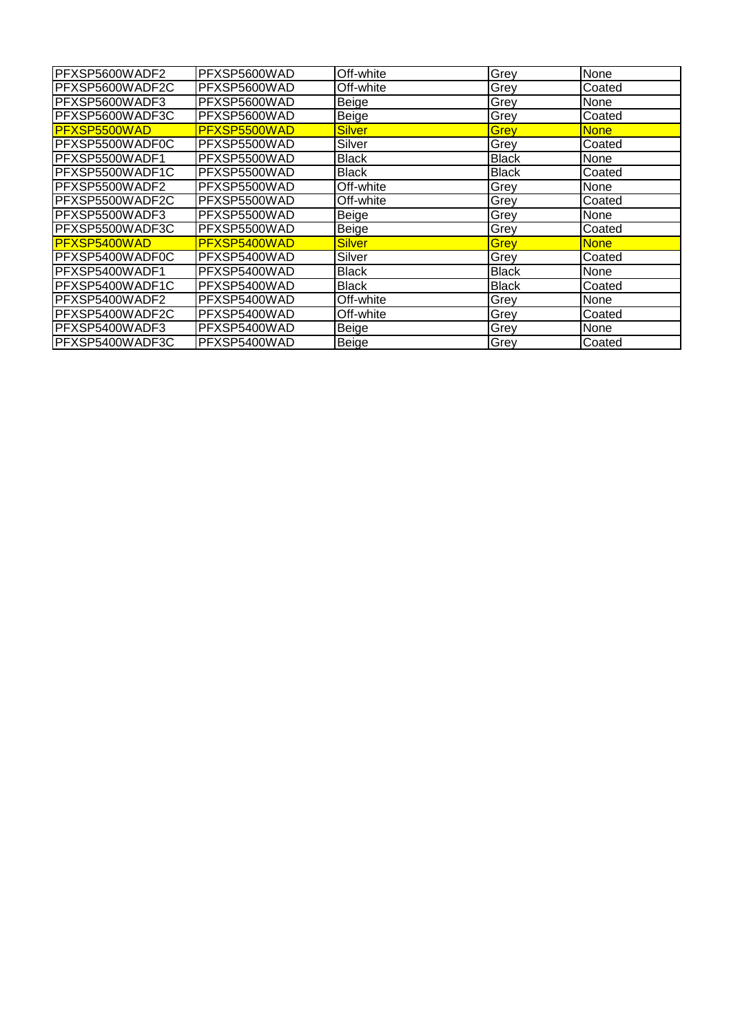| | | | | |
|---|---|---|---|---|
| PFXSP5600WADF2 | PFXSP5600WAD | Off-white | Grey | None |
| PFXSP5600WADF2C | PFXSP5600WAD | Off-white | Grey | Coated |
| PFXSP5600WADF3 | PFXSP5600WAD | Beige | Grey | None |
| PFXSP5600WADF3C | PFXSP5600WAD | Beige | Grey | Coated |
| PFXSP5500WAD | PFXSP5500WAD | Silver | Grey | None |
| PFXSP5500WADF0C | PFXSP5500WAD | Silver | Grey | Coated |
| PFXSP5500WADF1 | PFXSP5500WAD | Black | Black | None |
| PFXSP5500WADF1C | PFXSP5500WAD | Black | Black | Coated |
| PFXSP5500WADF2 | PFXSP5500WAD | Off-white | Grey | None |
| PFXSP5500WADF2C | PFXSP5500WAD | Off-white | Grey | Coated |
| PFXSP5500WADF3 | PFXSP5500WAD | Beige | Grey | None |
| PFXSP5500WADF3C | PFXSP5500WAD | Beige | Grey | Coated |
| PFXSP5400WAD | PFXSP5400WAD | Silver | Grey | None |
| PFXSP5400WADF0C | PFXSP5400WAD | Silver | Grey | Coated |
| PFXSP5400WADF1 | PFXSP5400WAD | Black | Black | None |
| PFXSP5400WADF1C | PFXSP5400WAD | Black | Black | Coated |
| PFXSP5400WADF2 | PFXSP5400WAD | Off-white | Grey | None |
| PFXSP5400WADF2C | PFXSP5400WAD | Off-white | Grey | Coated |
| PFXSP5400WADF3 | PFXSP5400WAD | Beige | Grey | None |
| PFXSP5400WADF3C | PFXSP5400WAD | Beige | Grey | Coated |